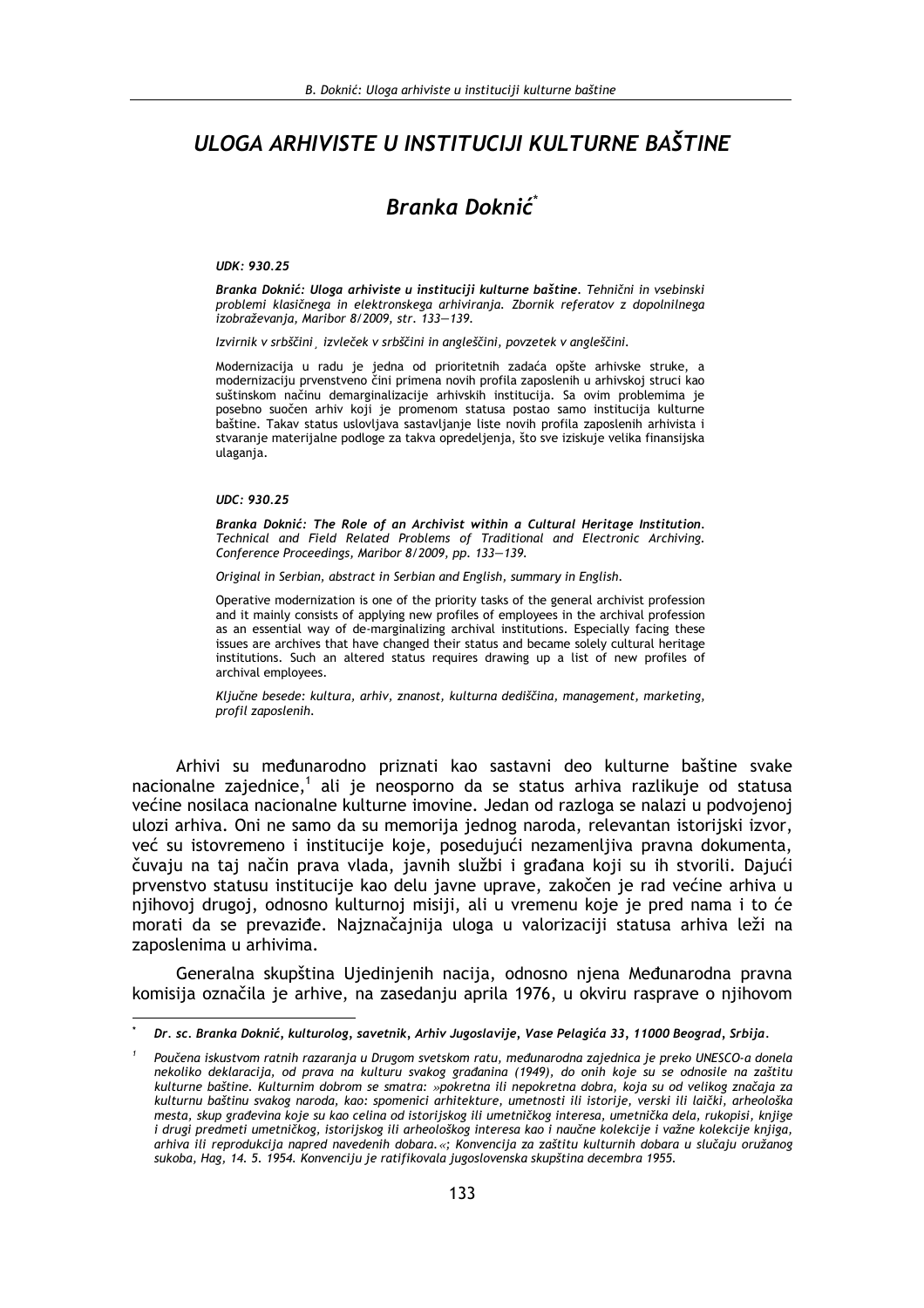# ULOGA ARHIVISTE U INSTITUCIJI KULTURNE BAŠTINE

## Branka Doknić*

***UDK: 930.25***

***Branka Doknić: Uloga arhiviste u instituciji kulturne baštine.*** *Tehnični in vsebinski problemi klasičnega in elektronskega arhiviranja. Zbornik referatov z dopolnilnega izobraževanja, Maribor 8/2009, str. 133—139.*

*Izvirnik v srbščini¸ izvleček v srbščini in angleščini, povzetek v angleščini.*

Modernizacija u radu je jedna od prioritetnih zadaća opšte arhivske struke, a modernizaciju prvenstveno čini primena novih profila zaposlenih u arhivskoj struci kao suštinskom načinu demarginalizacije arhivskih institucija. Sa ovim problemima je posebno suočen arhiv koji je promenom statusa postao samo institucija kulturne baštine. Takav status uslovljava sastavljanje liste novih profila zaposlenih arhivista i stvaranje materijalne podloge za takva opredeljenja, što sve iziskuje velika finansijska ulaganja.

***UDC: 930.25***

***Branka Doknić: The Role of an Archivist within a Cultural Heritage Institution.*** *Technical and Field Related Problems of Traditional and Electronic Archiving. Conference Proceedings, Maribor 8/2009, pp. 133—139.*

*Original in Serbian, abstract in Serbian and English, summary in English.*

Operative modernization is one of the priority tasks of the general archivist profession and it mainly consists of applying new profiles of employees in the archival profession as an essential way of de-marginalizing archival institutions. Especially facing these issues are archives that have changed their status and became solely cultural heritage institutions. Such an altered status requires drawing up a list of new profiles of archival employees.

*Ključne besede: kultura, arhiv, znanost, kulturna dediščina, management, marketing, profil zaposlenih.*

Arhivi su međunarodno priznati kao sastavni deo kulturne baštine svake nacionalne zajednice,[1] ali je neosporno da se status arhiva razlikuje od statusa većine nosilaca nacionalne kulturne imovine. Jedan od razloga se nalazi u podvojenoj ulozi arhiva. Oni ne samo da su memorija jednog naroda, relevantan istorijski izvor, već su istovremeno i institucije koje, posedujući nezamenljiva pravna dokumenta, čuvaju na taj način prava vlada, javnih službi i građana koji su ih stvorili. Dajući prvenstvo statusu institucije kao delu javne uprave, zakočen je rad većine arhiva u njihovoj drugoj, odnosno kulturnoj misiji, ali u vremenu koje je pred nama i to će morati da se prevaziđe. Najznačajnija uloga u valorizaciji statusa arhiva leži na zaposlenima u arhivima.

Generalna skupština Ujedinjenih nacija, odnosno njena Međunarodna pravna komisija označila je arhive, na zasedanju aprila 1976, u okviru rasprave o njihovom

---

\* ***Dr. sc. Branka Doknić, kulturolog, savetnik, Arhiv Jugoslavije, Vase Pelagića 33, 11000 Beograd, Srbija.***

[1] *Poučena iskustvom ratnih razaranja u Drugom svetskom ratu, međunarodna zajednica je preko UNESCO-a donela nekoliko deklaracija, od prava na kulturu svakog građanina (1949), do onih koje su se odnosile na zaštitu kulturne baštine. Kulturnim dobrom se smatra: »pokretna ili nepokretna dobra, koja su od velikog značaja za kulturnu baštinu svakog naroda, kao: spomenici arhitekture, umetnosti ili istorije, verski ili laički, arheološka mesta, skup građevina koje su kao celina od istorijskog ili umetničkog interesa, umetnička dela, rukopisi, knjige i drugi predmeti umetničkog, istorijskog ili arheološkog interesa kao i naučne kolekcije i važne kolekcije knjiga, arhiva ili reprodukcija napred navedenih dobara.«; Konvencija za zaštitu kulturnih dobara u slučaju oružanog sukoba, Hag, 14. 5. 1954. Konvenciju je ratifikovala jugoslovenska skupština decembra 1955.*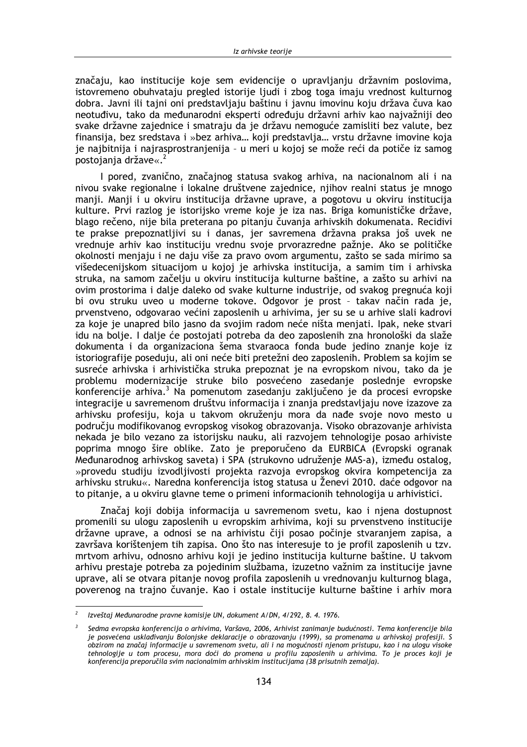značaju, kao institucije koje sem evidencije o upravljanju državnim poslovima, istovremeno obuhvataju pregled istorije ljudi i zbog toga imaju vrednost kulturnog dobra. Javni ili tajni oni predstavljaju baštinu i javnu imovinu koju država čuva kao neotuđivu, tako da međunarodni eksperti određuju državni arhiv kao najvažniji deo svake državne zajednice i smatraju da je državu nemoguće zamisliti bez valute, bez finansija, bez sredstava i »bez arhiva… koji predstavlja… vrstu državne imovine koja je najbitnija i najrasprostranjenija – u meri u kojoj se može reći da potiče iz samog postojanja države«.[2]

I pored, zvanično, značajnog statusa svakog arhiva, na nacionalnom ali i na nivou svake regionalne i lokalne društvene zajednice, njihov realni status je mnogo manji. Manji i u okviru institucija državne uprave, a pogotovu u okviru institucija kulture. Prvi razlog je istorijsko vreme koje je iza nas. Briga komunističke države, blago rečeno, nije bila preterana po pitanju čuvanja arhivskih dokumenata. Recidivi te prakse prepoznatljivi su i danas, jer savremena državna praksa još uvek ne vrednuje arhiv kao instituciju vrednu svoje prvorazredne pažnje. Ako se političke okolnosti menjaju i ne daju više za pravo ovom argumentu, zašto se sada mirimo sa višedecenijskom situacijom u kojoj je arhivska institucija, a samim tim i arhivska struka, na samom začelju u okviru institucija kulturne baštine, a zašto su arhivi na ovim prostorima i dalje daleko od svake kulturne industrije, od svakog pregnuća koji bi ovu struku uveo u moderne tokove. Odgovor je prost – takav način rada je, prvenstveno, odgovarao većini zaposlenih u arhivima, jer su se u arhive slali kadrovi za koje je unapred bilo jasno da svojim radom neće ništa menjati. Ipak, neke stvari idu na bolje. I dalje će postojati potreba da deo zaposlenih zna hronološki da slaže dokumenta i da organizaciona šema stvaraoca fonda bude jedino znanje koje iz istoriografije poseduju, ali oni neće biti pretežni deo zaposlenih. Problem sa kojim se susreće arhivska i arhivistička struka prepoznat je na evropskom nivou, tako da je problemu modernizacije struke bilo posvećeno zasedanje poslednje evropske konferencije arhiva.[3] Na pomenutom zasedanju zaključeno je da procesi evropske integracije u savremenom društvu informacija i znanja predstavljaju nove izazove za arhivsku profesiju, koja u takvom okruženju mora da nađe svoje novo mesto u području modifikovanog evropskog visokog obrazovanja. Visoko obrazovanje arhivista nekada je bilo vezano za istorijsku nauku, ali razvojem tehnologije posao arhiviste poprima mnogo šire oblike. Zato je preporučeno da EURBICA (Evropski ogranak Međunarodnog arhivskog saveta) i SPA (strukovno udruženje MAS-a), između ostalog, »provedu studiju izvodljivosti projekta razvoja evropskog okvira kompetencija za arhivsku struku«. Naredna konferencija istog statusa u Ženevi 2010. daće odgovor na to pitanje, a u okviru glavne teme o primeni informacionih tehnologija u arhivistici.

Značaj koji dobija informacija u savremenom svetu, kao i njena dostupnost promenili su ulogu zaposlenih u evropskim arhivima, koji su prvenstveno institucije državne uprave, a odnosi se na arhivistu čiji posao počinje stvaranjem zapisa, a završava korištenjem tih zapisa. Ono što nas interesuje to je profil zaposlenih u tzv. mrtvom arhivu, odnosno arhivu koji je jedino institucija kulturne baštine. U takvom arhivu prestaje potreba za pojedinim službama, izuzetno važnim za institucije javne uprave, ali se otvara pitanje novog profila zaposlenih u vrednovanju kulturnog blaga, poverenog na trajno čuvanje. Kao i ostale institucije kulturne baštine i arhiv mora

---

[2] *Izveštaj Međunarodne pravne komisije UN, dokument A/DN, 4/292, 8. 4. 1976.*

[3] *Sedma evropska konferencija o arhivima, Varšava, 2006, Arhivist zanimanje budućnosti. Tema konferencije bila je posvećena usklađivanju Bolonjske deklaracije o obrazovanju (1999), sa promenama u arhivskoj profesiji. S obzirom na značaj informacije u savremenom svetu, ali i na mogućnosti njenom pristupu, kao i na ulogu visoke tehnologije u tom procesu, mora doći do promena u profilu zaposlenih u arhivima. To je proces koji je konferencija preporučila svim nacionalmim arhivskim institucijama (38 prisutnih zemalja).*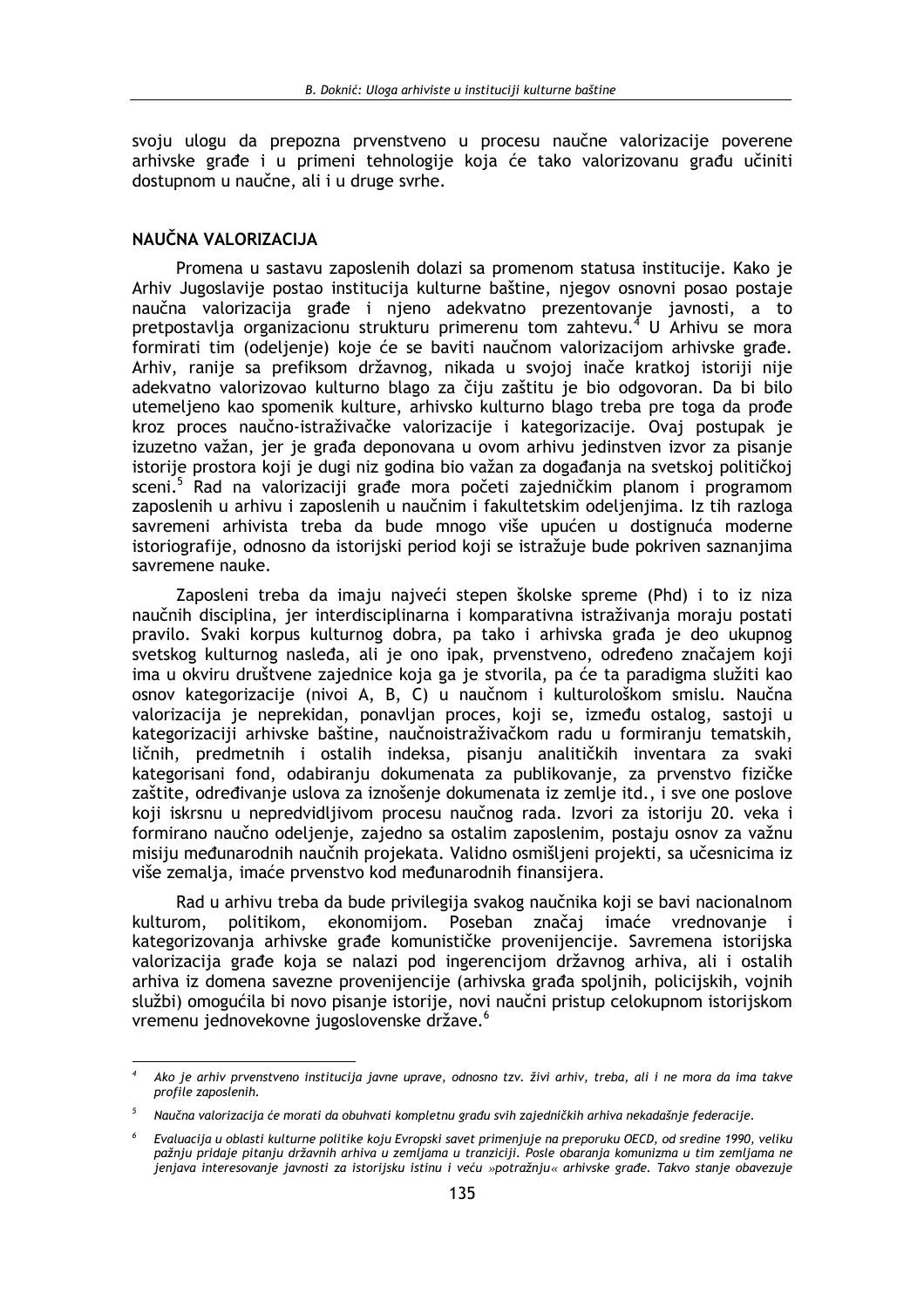svoju ulogu da prepozna prvenstveno u procesu naučne valorizacije poverene arhivske građe i u primeni tehnologije koja će tako valorizovanu građu učiniti dostupnom u naučne, ali i u druge svrhe.

## NAUČNA VALORIZACIJA

Promena u sastavu zaposlenih dolazi sa promenom statusa institucije. Kako je Arhiv Jugoslavije postao institucija kulturne baštine, njegov osnovni posao postaje naučna valorizacija građe i njeno adekvatno prezentovanje javnosti, a to pretpostavlja organizacionu strukturu primerenu tom zahtevu.[4] U Arhivu se mora formirati tim (odeljenje) koje će se baviti naučnom valorizacijom arhivske građe. Arhiv, ranije sa prefiksom državnog, nikada u svojoj inače kratkoj istoriji nije adekvatno valorizovao kulturno blago za čiju zaštitu je bio odgovoran. Da bi bilo utemeljeno kao spomenik kulture, arhivsko kulturno blago treba pre toga da prođe kroz proces naučno-istraživačke valorizacije i kategorizacije. Ovaj postupak je izuzetno važan, jer je građa deponovana u ovom arhivu jedinstven izvor za pisanje istorije prostora koji je dugi niz godina bio važan za događanja na svetskoj političkoj sceni.[5] Rad na valorizaciji građe mora početi zajedničkim planom i programom zaposlenih u arhivu i zaposlenih u naučnim i fakultetskim odeljenjima. Iz tih razloga savremeni arhivista treba da bude mnogo više upućen u dostignuća moderne istoriografije, odnosno da istorijski period koji se istražuje bude pokriven saznanjima savremene nauke.

Zaposleni treba da imaju najveći stepen školske spreme (Phd) i to iz niza naučnih disciplina, jer interdisciplinarna i komparativna istraživanja moraju postati pravilo. Svaki korpus kulturnog dobra, pa tako i arhivska građa je deo ukupnog svetskog kulturnog nasleđa, ali je ono ipak, prvenstveno, određeno značajem koji ima u okviru društvene zajednice koja ga je stvorila, pa će ta paradigma služiti kao osnov kategorizacije (nivoi A, B, C) u naučnom i kulturološkom smislu. Naučna valorizacija je neprekidan, ponavljan proces, koji se, između ostalog, sastoji u kategorizaciji arhivske baštine, naučnoistraživačkom radu u formiranju tematskih, ličnih, predmetnih i ostalih indeksa, pisanju analitičkih inventara za svaki kategorisani fond, odabiranju dokumenata za publikovanje, za prvenstvo fizičke zaštite, određivanje uslova za iznošenje dokumenata iz zemlje itd., i sve one poslove koji iskrsnu u nepredvidljivom procesu naučnog rada. Izvori za istoriju 20. veka i formirano naučno odeljenje, zajedno sa ostalim zaposlenim, postaju osnov za važnu misiju međunarodnih naučnih projekata. Validno osmišljeni projekti, sa učesnicima iz više zemalja, imaće prvenstvo kod međunarodnih finansijera.

Rad u arhivu treba da bude privilegija svakog naučnika koji se bavi nacionalnom kulturom, politikom, ekonomijom. Poseban značaj imaće vrednovanje i kategorizovanja arhivske građe komunističke provenijencije. Savremena istorijska valorizacija građe koja se nalazi pod ingerencijom državnog arhiva, ali i ostalih arhiva iz domena savezne provenijencije (arhivska građa spoljnih, policijskih, vojnih službi) omogućila bi novo pisanje istorije, novi naučni pristup celokupnom istorijskom vremenu jednovekovne jugoslovenske države.[6]

---

[4] *Ako je arhiv prvenstveno institucija javne uprave, odnosno tzv. živi arhiv, treba, ali i ne mora da ima takve profile zaposlenih.*

[5] *Naučna valorizacija će morati da obuhvati kompletnu građu svih zajedničkih arhiva nekadašnje federacije.*

[6] *Evaluacija u oblasti kulturne politike koju Evropski savet primenjuje na preporuku OECD, od sredine 1990, veliku pažnju pridaje pitanju državnih arhiva u zemljama u tranziciji. Posle obaranja komunizma u tim zemljama ne jenjava interesovanje javnosti za istorijsku istinu i veću »potražnju« arhivske građe. Takvo stanje obavezuje*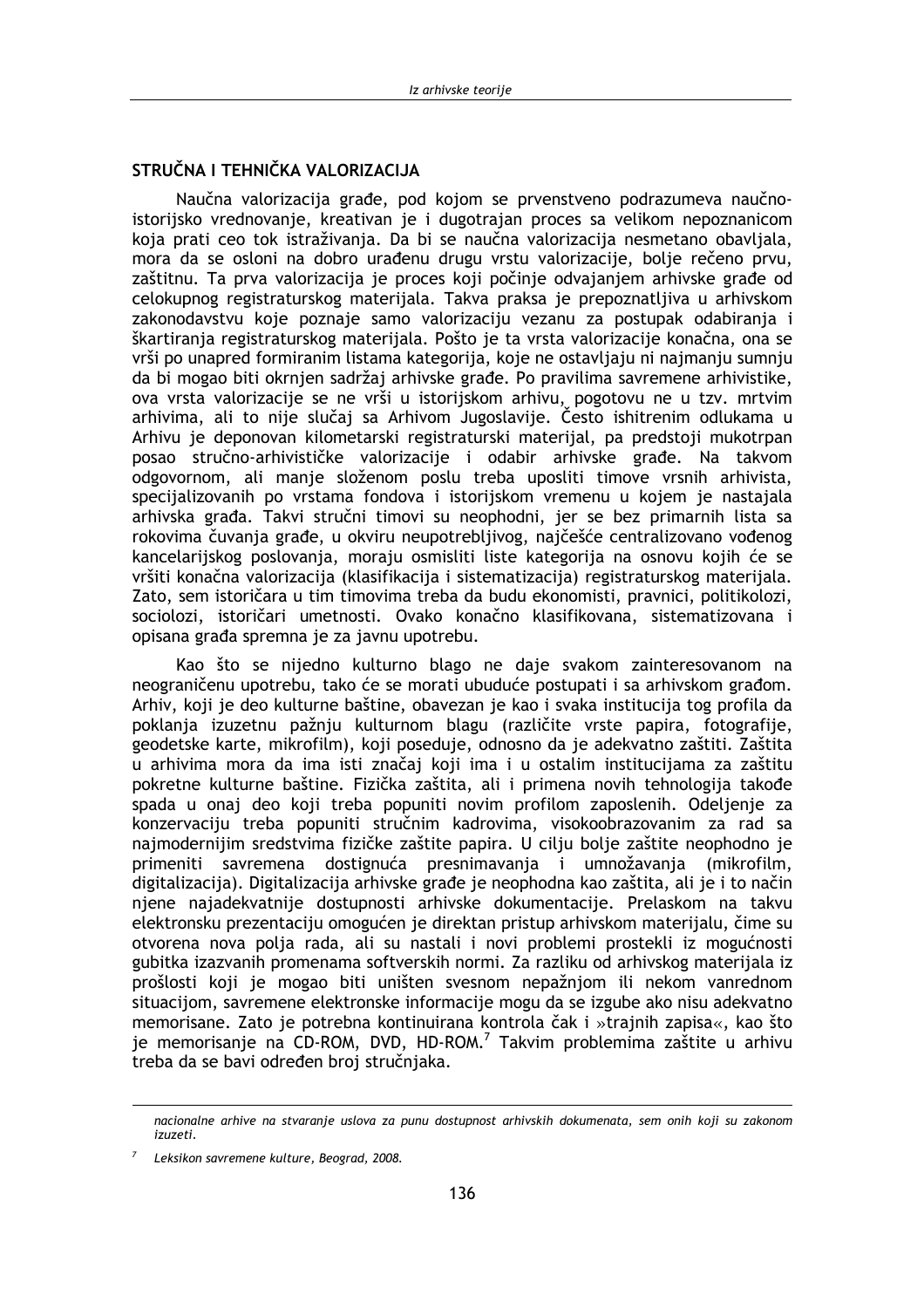## STRUČNA I TEHNIČKA VALORIZACIJA

Naučna valorizacija građe, pod kojom se prvenstveno podrazumeva naučno-istorijsko vrednovanje, kreativan je i dugotrajan proces sa velikom nepoznanicom koja prati ceo tok istraživanja. Da bi se naučna valorizacija nesmetano obavljala, mora da se osloni na dobro urađenu drugu vrstu valorizacije, bolje rečeno prvu, zaštitnu. Ta prva valorizacija je proces koji počinje odvajanjem arhivske građe od celokupnog registraturskog materijala. Takva praksa je prepoznatljiva u arhivskom zakonodavstvu koje poznaje samo valorizaciju vezanu za postupak odabiranja i škartiranja registraturskog materijala. Pošto je ta vrsta valorizacije konačna, ona se vrši po unapred formiranim listama kategorija, koje ne ostavljaju ni najmanju sumnju da bi mogao biti okrnjen sadržaj arhivske građe. Po pravilima savremene arhivistike, ova vrsta valorizacije se ne vrši u istorijskom arhivu, pogotovu ne u tzv. mrtvim arhivima, ali to nije slučaj sa Arhivom Jugoslavije. Često ishitrenim odlukama u Arhivu je deponovan kilometarski registraturski materijal, pa predstoji mukotrpan posao stručno-arhivističke valorizacije i odabir arhivske građe. Na takvom odgovornom, ali manje složenom poslu treba uposliti timove vrsnih arhivista, specijalizovanih po vrstama fondova i istorijskom vremenu u kojem je nastajala arhivska građa. Takvi stručni timovi su neophodni, jer se bez primarnih lista sa rokovima čuvanja građe, u okviru neupotrebljivog, najčešće centralizovano vođenog kancelarijskog poslovanja, moraju osmisliti liste kategorija na osnovu kojih će se vršiti konačna valorizacija (klasifikacija i sistematizacija) registraturskog materijala. Zato, sem istoričara u tim timovima treba da budu ekonomisti, pravnici, politikolozi, sociolozi, istoričari umetnosti. Ovako konačno klasifikovana, sistematizovana i opisana građa spremna je za javnu upotrebu.

Kao što se nijedno kulturno blago ne daje svakom zainteresovanom na neograničenu upotrebu, tako će se morati ubuduće postupati i sa arhivskom građom. Arhiv, koji je deo kulturne baštine, obavezan je kao i svaka institucija tog profila da poklanja izuzetnu pažnju kulturnom blagu (različite vrste papira, fotografije, geodetske karte, mikrofilm), koji poseduje, odnosno da je adekvatno zaštiti. Zaštita u arhivima mora da ima isti značaj koji ima i u ostalim institucijama za zaštitu pokretne kulturne baštine. Fizička zaštita, ali i primena novih tehnologija takođe spada u onaj deo koji treba popuniti novim profilom zaposlenih. Odeljenje za konzervaciju treba popuniti stručnim kadrovima, visokoobrazovanim za rad sa najmodernijim sredstvima fizičke zaštite papira. U cilju bolje zaštite neophodno je primeniti savremena dostignuća presnimavanja i umnožavanja (mikrofilm, digitalizacija). Digitalizacija arhivske građe je neophodna kao zaštita, ali je i to način njene najadekvatnije dostupnosti arhivske dokumentacije. Prelaskom na takvu elektronsku prezentaciju omogućen je direktan pristup arhivskom materijalu, čime su otvorena nova polja rada, ali su nastali i novi problemi prostekli iz mogućnosti gubitka izazvanih promenama softverskih normi. Za razliku od arhivskog materijala iz prošlosti koji je mogao biti uništen svesnom nepažnjom ili nekom vanrednom situacijom, savremene elektronske informacije mogu da se izgube ako nisu adekvatno memorisane. Zato je potrebna kontinuirana kontrola čak i »trajnih zapisa«, kao što je memorisanje na CD-ROM, DVD, HD-ROM.[7] Takvim problemima zaštite u arhivu treba da se bavi određen broj stručnjaka.

---

*nacionalne arhive na stvaranje uslova za punu dostupnost arhivskih dokumenata, sem onih koji su zakonom izuzeti.*

[7] *Leksikon savremene kulture, Beograd, 2008.*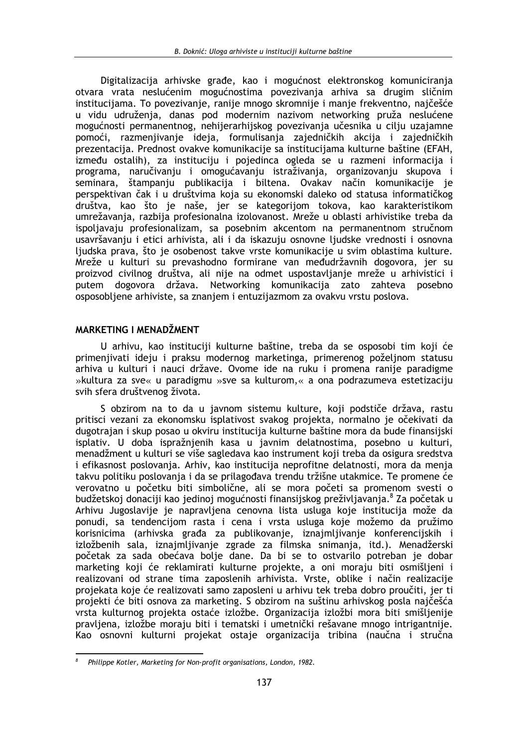Digitalizacija arhivske građe, kao i mogućnost elektronskog komuniciranja otvara vrata neslućenim mogućnostima povezivanja arhiva sa drugim sličnim institucijama. To povezivanje, ranije mnogo skromnije i manje frekventno, najčešće u vidu udruženja, danas pod modernim nazivom networking pruža neslućene mogućnosti permanentnog, nehijerarhijskog povezivanja učesnika u cilju uzajamne pomoći, razmenjivanje ideja, formulisanja zajedničkih akcija i zajedničkih prezentacija. Prednost ovakve komunikacije sa institucijama kulturne baštine (EFAH, između ostalih), za instituciju i pojedinca ogleda se u razmeni informacija i programa, naručivanju i omogućavanju istraživanja, organizovanju skupova i seminara, štampanju publikacija i biltena. Ovakav način komunikacije je perspektivan čak i u društvima koja su ekonomski daleko od statusa informatičkog društva, kao što je naše, jer se kategorijom tokova, kao karakteristikom umrežavanja, razbija profesionalna izolovanost. Mreže u oblasti arhivistike treba da ispoljavaju profesionalizam, sa posebnim akcentom na permanentnom stručnom usavršavanju i etici arhivista, ali i da iskazuju osnovne ljudske vrednosti i osnovna ljudska prava, što je osobenost takve vrste komunikacije u svim oblastima kulture. Mreže u kulturi su prevashodno formirane van međudržavnih dogovora, jer su proizvod civilnog društva, ali nije na odmet uspostavljanje mreže u arhivistici i putem dogovora država. Networking komunikacija zato zahteva posebno osposobljene arhiviste, sa znanjem i entuzijazmom za ovakvu vrstu poslova.

## MARKETING I MENADŽMENT

U arhivu, kao instituciji kulturne baštine, treba da se osposobi tim koji će primenjivati ideju i praksu modernog marketinga, primerenog poželjnom statusu arhiva u kulturi i nauci države. Ovome ide na ruku i promena ranije paradigme »kultura za sve« u paradigmu »sve sa kulturom,« a ona podrazumeva estetizaciju svih sfera društvenog života.

S obzirom na to da u javnom sistemu kulture, koji podstiče država, rastu pritisci vezani za ekonomsku isplativost svakog projekta, normalno je očekivati da dugotrajan i skup posao u okviru institucija kulturne baštine mora da bude finansijski isplativ. U doba ispražnjenih kasa u javnim delatnostima, posebno u kulturi, menadžment u kulturi se više sagledava kao instrument koji treba da osigura sredstva i efikasnost poslovanja. Arhiv, kao institucija neprofitne delatnosti, mora da menja takvu politiku poslovanja i da se prilagođava trendu tržišne utakmice. Te promene će verovatno u početku biti simbolične, ali se mora početi sa promenom svesti o budžetskoj donaciji kao jedinoj mogućnosti finansijskog preživljavanja.[8] Za početak u Arhivu Jugoslavije je napravljena cenovna lista usluga koje institucija može da ponudi, sa tendencijom rasta i cena i vrsta usluga koje možemo da pružimo korisnicima (arhivska građa za publikovanje, iznajmljivanje konferencijskih i izložbenih sala, iznajmljivanje zgrade za filmska snimanja, itd.). Menadžerski početak za sada obećava bolje dane. Da bi se to ostvarilo potreban je dobar marketing koji će reklamirati kulturne projekte, a oni moraju biti osmišljeni i realizovani od strane tima zaposlenih arhivista. Vrste, oblike i način realizacije projekata koje će realizovati samo zaposleni u arhivu tek treba dobro proučiti, jer ti projekti će biti osnova za marketing. S obzirom na suštinu arhivskog posla najčešća vrsta kulturnog projekta ostaće izložbe. Organizacija izložbi mora biti smišljenije pravljena, izložbe moraju biti i tematski i umetnički rešavane mnogo intrigantnije. Kao osnovni kulturni projekat ostaje organizacija tribina (naučna i stručna

[8] *Philippe Kotler, Marketing for Non-profit organisations, London, 1982.*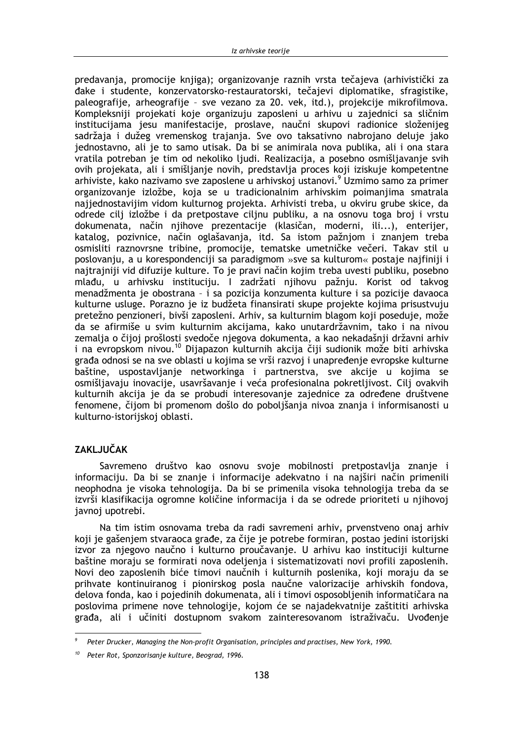predavanja, promocije knjiga); organizovanje raznih vrsta tečajeva (arhivistički za đake i studente, konzervatorsko-restauratorski, tečajevi diplomatike, sfragistike, paleografije, arheografije – sve vezano za 20. vek, itd.), projekcije mikrofilmova. Kompleksniji projekati koje organizuju zaposleni u arhivu u zajednici sa sličnim institucijama jesu manifestacije, proslave, naučni skupovi radionice složenijeg sadržaja i dužeg vremenskog trajanja. Sve ovo taksativno nabrojano deluje jako jednostavno, ali je to samo utisak. Da bi se animirala nova publika, ali i ona stara vratila potreban je tim od nekoliko ljudi. Realizacija, a posebno osmišljavanje svih ovih projekata, ali i smišljanje novih, predstavlja proces koji iziskuje kompetentne arhiviste, kako nazivamo sve zaposlene u arhivskoj ustanovi.[9] Uzmimo samo za primer organizovanje izložbe, koja se u tradicionalnim arhivskim poimanjima smatrala najjednostavnijim vidom kulturnog projekta. Arhivisti treba, u okviru grube skice, da odrede cilj izložbe i da pretpostave ciljnu publiku, a na osnovu toga broj i vrstu dokumenata, način njihove prezentacije (klasičan, moderni, ili...), enterijer, katalog, pozivnice, način oglašavanja, itd. Sa istom pažnjom i znanjem treba osmisliti raznovrsne tribine, promocije, tematske umetničke večeri. Takav stil u poslovanju, a u korespondenciji sa paradigmom »sve sa kulturom« postaje najfiniji i najtrajniji vid difuzije kulture. To je pravi način kojim treba uvesti publiku, posebno mlađu, u arhivsku instituciju. I zadržati njihovu pažnju. Korist od takvog menadžmenta je obostrana – i sa pozicija konzumenta kulture i sa pozicije davaoca kulturne usluge. Porazno je iz budžeta finansirati skupe projekte kojima prisustvuju pretežno penzioneri, bivši zaposleni. Arhiv, sa kulturnim blagom koji poseduje, može da se afirmiše u svim kulturnim akcijama, kako unutardržavnim, tako i na nivou zemalja o čijoj prošlosti svedoče njegova dokumenta, a kao nekadašnji državni arhiv i na evropskom nivou.[10] Dijapazon kulturnih akcija čiji sudionik može biti arhivska građa odnosi se na sve oblasti u kojima se vrši razvoj i unapređenje evropske kulturne baštine, uspostavljanje networkinga i partnerstva, sve akcije u kojima se osmišljavaju inovacije, usavršavanje i veća profesionalna pokretljivost. Cilj ovakvih kulturnih akcija je da se probudi interesovanje zajednice za određene društvene fenomene, čijom bi promenom došlo do poboljšanja nivoa znanja i informisanosti u kulturno-istorijskoj oblasti.

## ZAKLJUČAK

Savremeno društvo kao osnovu svoje mobilnosti pretpostavlja znanje i informaciju. Da bi se znanje i informacije adekvatno i na najširi način primenili neophodna je visoka tehnologija. Da bi se primenila visoka tehnologija treba da se izvrši klasifikacija ogromne količine informacija i da se odrede prioriteti u njihovoj javnoj upotrebi.

Na tim istim osnovama treba da radi savremeni arhiv, prvenstveno onaj arhiv koji je gašenjem stvaraoca građe, za čije je potrebe formiran, postao jedini istorijski izvor za njegovo naučno i kulturno proučavanje. U arhivu kao instituciji kulturne baštine moraju se formirati nova odeljenja i sistematizovati novi profili zaposlenih. Novi deo zaposlenih biće timovi naučnih i kulturnih poslenika, koji moraju da se prihvate kontinuiranog i pionirskog posla naučne valorizacije arhivskih fondova, delova fonda, kao i pojedinih dokumenata, ali i timovi osposobljenih informatičara na poslovima primene nove tehnologije, kojom će se najadekvatnije zaštititi arhivska građa, ali i učiniti dostupnom svakom zainteresovanom istraživaču. Uvođenje

---

[9] *Peter Drucker, Managing the Non-profit Organisation, principles and practises, New York, 1990.*

[10] *Peter Rot, Sponzorisanje kulture, Beograd, 1996.*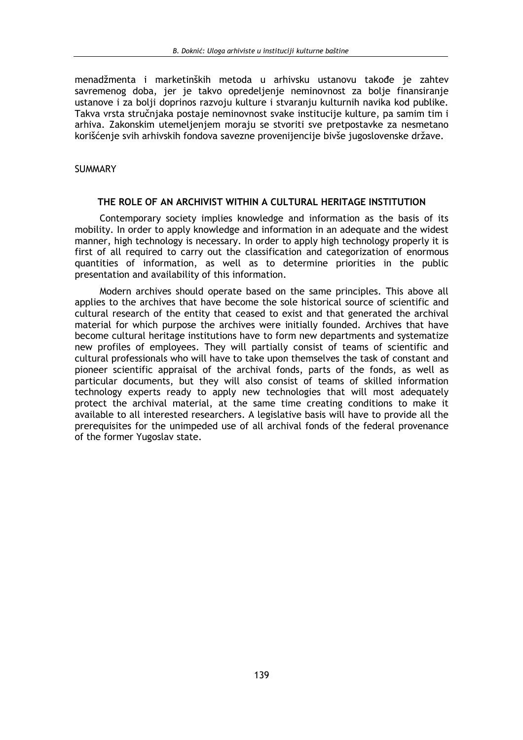menadžmenta i marketinških metoda u arhivsku ustanovu takođe je zahtev savremenog doba, jer je takvo opredeljenje neminovnost za bolje finansiranje ustanove i za bolji doprinos razvoju kulture i stvaranju kulturnih navika kod publike. Takva vrsta stručnjaka postaje neminovnost svake institucije kulture, pa samim tim i arhiva. Zakonskim utemeljenjem moraju se stvoriti sve pretpostavke za nesmetano korišćenje svih arhivskih fondova savezne provenijencije bivše jugoslovenske države.

SUMMARY

### THE ROLE OF AN ARCHIVIST WITHIN A CULTURAL HERITAGE INSTITUTION

Contemporary society implies knowledge and information as the basis of its mobility. In order to apply knowledge and information in an adequate and the widest manner, high technology is necessary. In order to apply high technology properly it is first of all required to carry out the classification and categorization of enormous quantities of information, as well as to determine priorities in the public presentation and availability of this information.

Modern archives should operate based on the same principles. This above all applies to the archives that have become the sole historical source of scientific and cultural research of the entity that ceased to exist and that generated the archival material for which purpose the archives were initially founded. Archives that have become cultural heritage institutions have to form new departments and systematize new profiles of employees. They will partially consist of teams of scientific and cultural professionals who will have to take upon themselves the task of constant and pioneer scientific appraisal of the archival fonds, parts of the fonds, as well as particular documents, but they will also consist of teams of skilled information technology experts ready to apply new technologies that will most adequately protect the archival material, at the same time creating conditions to make it available to all interested researchers. A legislative basis will have to provide all the prerequisites for the unimpeded use of all archival fonds of the federal provenance of the former Yugoslav state.